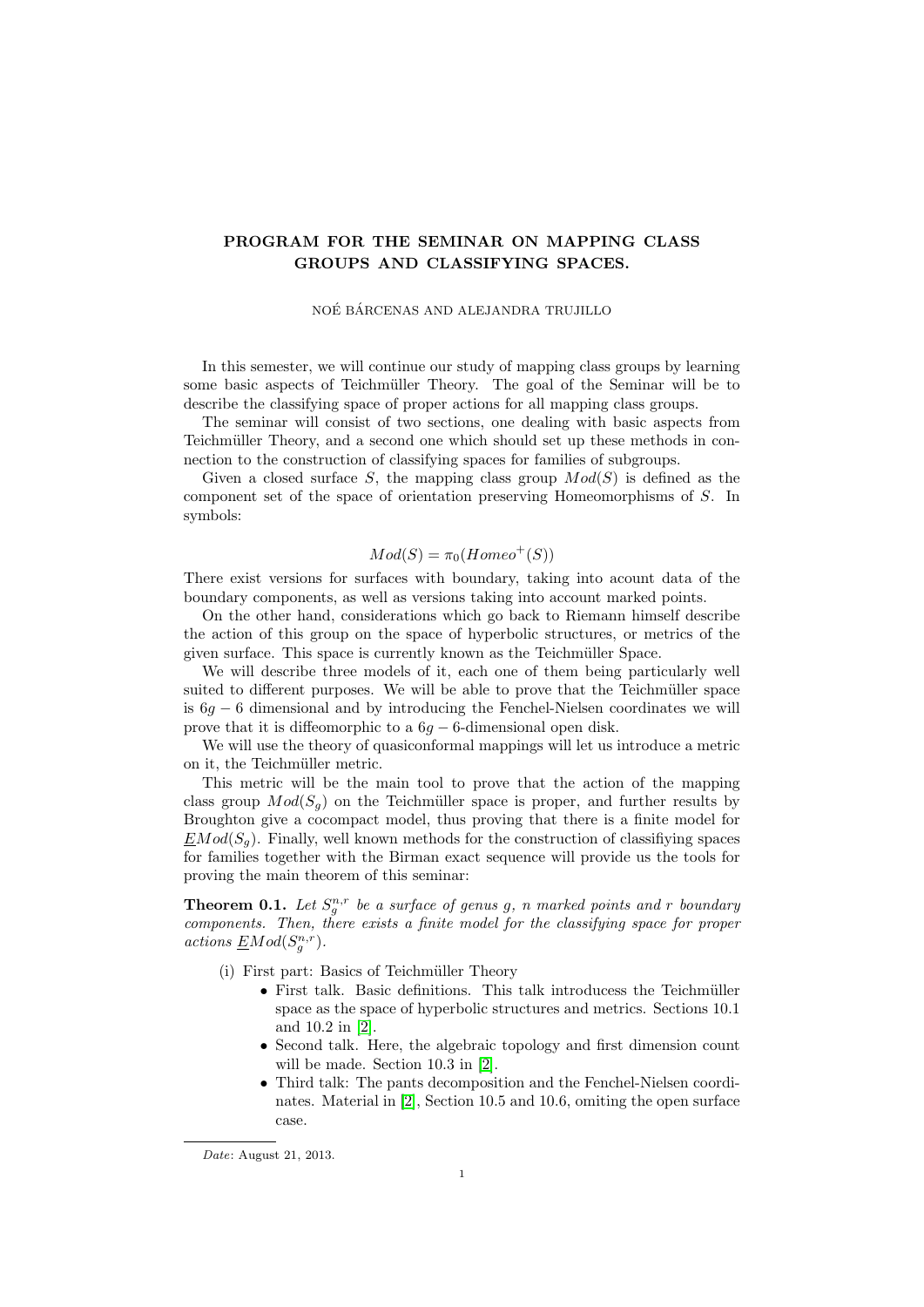# PROGRAM FOR THE SEMINAR ON MAPPING CLASS GROUPS AND CLASSIFYING SPACES.

NOÉ BÁRCENAS AND ALEJANDRA TRUJILLO

In this semester, we will continue our study of mapping class groups by learning some basic aspects of Teichmüller Theory. The goal of the Seminar will be to describe the classifying space of proper actions for all mapping class groups.

The seminar will consist of two sections, one dealing with basic aspects from Teichmüller Theory, and a second one which should set up these methods in connection to the construction of classifying spaces for families of subgroups.

Given a closed surface $S$, the mapping class group $Mod(S)$ is defined as the component set of the space of orientation preserving Homeomorphisms of $S$. In symbols:

$$Mod(S) = \pi_0(Homeo^+(S))$$

There exist versions for surfaces with boundary, taking into acount data of the boundary components, as well as versions taking into account marked points.

On the other hand, considerations which go back to Riemann himself describe the action of this group on the space of hyperbolic structures, or metrics of the given surface. This space is currently known as the Teichmüller Space.

We will describe three models of it, each one of them being particularly well suited to different purposes. We will be able to prove that the Teichmüller space is $6g-6$ dimensional and by introducing the Fenchel-Nielsen coordinates we will prove that it is diffeomorphic to a $6g-6$-dimensional open disk.

We will use the theory of quasiconformal mappings will let us introduce a metric on it, the Teichmüller metric.

This metric will be the main tool to prove that the action of the mapping class group $Mod(S_g)$ on the Teichmüller space is proper, and further results by Broughton give a cocompact model, thus proving that there is a finite model for $\underline{E}Mod(S_g)$. Finally, well known methods for the construction of classifiying spaces for families together with the Birman exact sequence will provide us the tools for proving the main theorem of this seminar:

**Theorem 0.1.** *Let $S_g^{n,r}$ be a surface of genus $g$, $n$ marked points and $r$ boundary components. Then, there exists a finite model for the classifying space for proper actions $\underline{E}Mod(S_g^{n,r})$.*

(i) First part: Basics of Teichmüller Theory
  - First talk. Basic definitions. This talk introducess the Teichmüller space as the space of hyperbolic structures and metrics. Sections 10.1 and 10.2 in [2].
  - Second talk. Here, the algebraic topology and first dimension count will be made. Section 10.3 in [2].
  - Third talk: The pants decomposition and the Fenchel-Nielsen coordinates. Material in [2], Section 10.5 and 10.6, omiting the open surface case.

*Date*: August 21, 2013.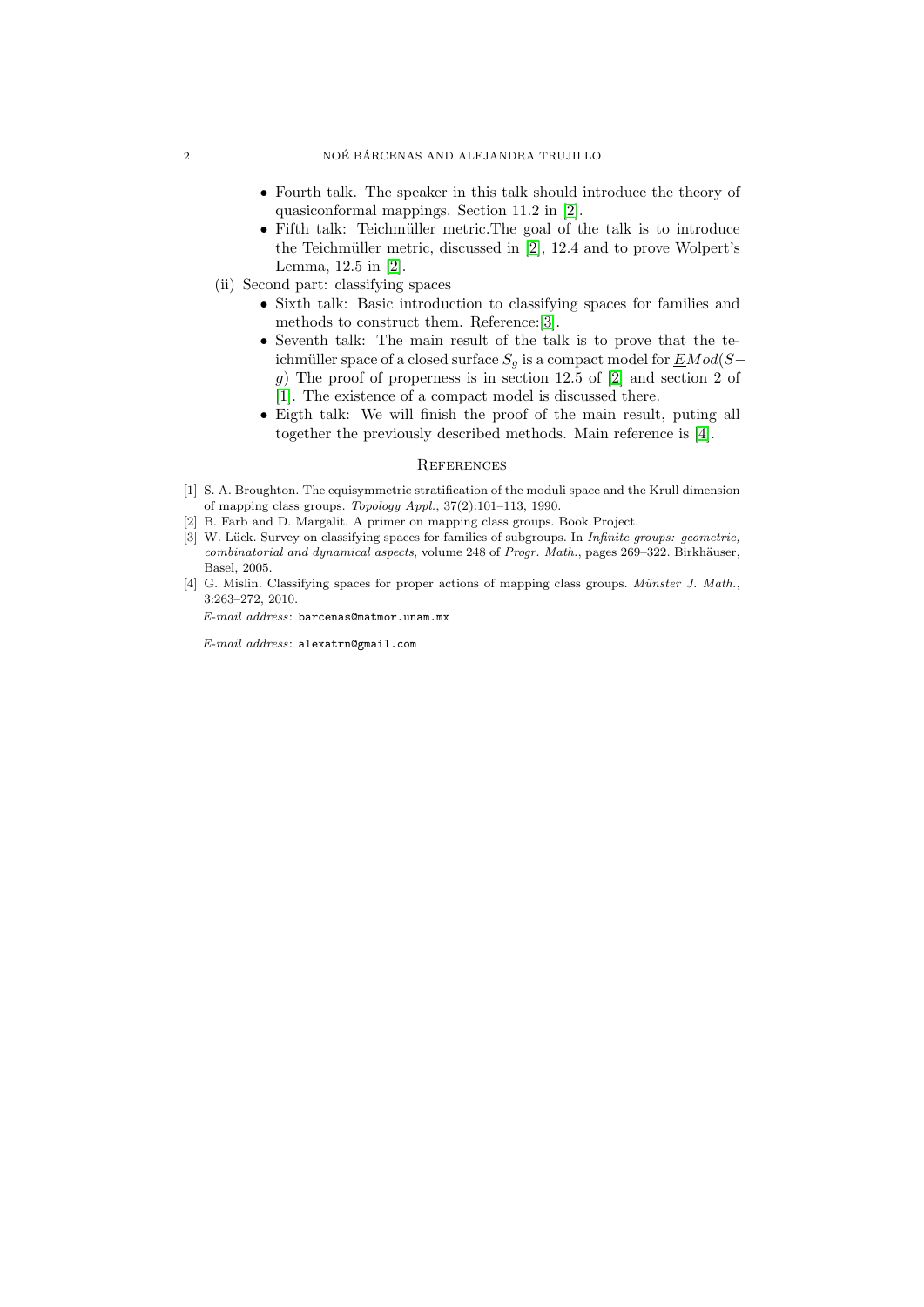- Fourth talk. The speaker in this talk should introduce the theory of quasiconformal mappings. Section 11.2 in [2].
- Fifth talk: Teichmüller metric.The goal of the talk is to introduce the Teichmüller metric, discussed in [2], 12.4 and to prove Wolpert's Lemma, 12.5 in [2].

(ii) Second part: classifying spaces

- Sixth talk: Basic introduction to classifying spaces for families and methods to construct them. Reference:[3].
- Seventh talk: The main result of the talk is to prove that the teichmüller space of a closed surface $S_g$ is a compact model for $\underline{E}Mod(S-g)$ The proof of properness is in section 12.5 of [2] and section 2 of [1]. The existence of a compact model is discussed there.
- Eigth talk: We will finish the proof of the main result, puting all together the previously described methods. Main reference is [4].

## References

[1] S. A. Broughton. The equisymmetric stratification of the moduli space and the Krull dimension of mapping class groups. *Topology Appl.*, 37(2):101–113, 1990.

[2] B. Farb and D. Margalit. A primer on mapping class groups. Book Project.

[3] W. Lück. Survey on classifying spaces for families of subgroups. In *Infinite groups: geometric, combinatorial and dynamical aspects*, volume 248 of *Progr. Math.*, pages 269–322. Birkhäuser, Basel, 2005.

[4] G. Mislin. Classifying spaces for proper actions of mapping class groups. *Münster J. Math.*, 3:263–272, 2010.

*E-mail address*: barcenas@matmor.unam.mx

*E-mail address*: alexatrn@gmail.com